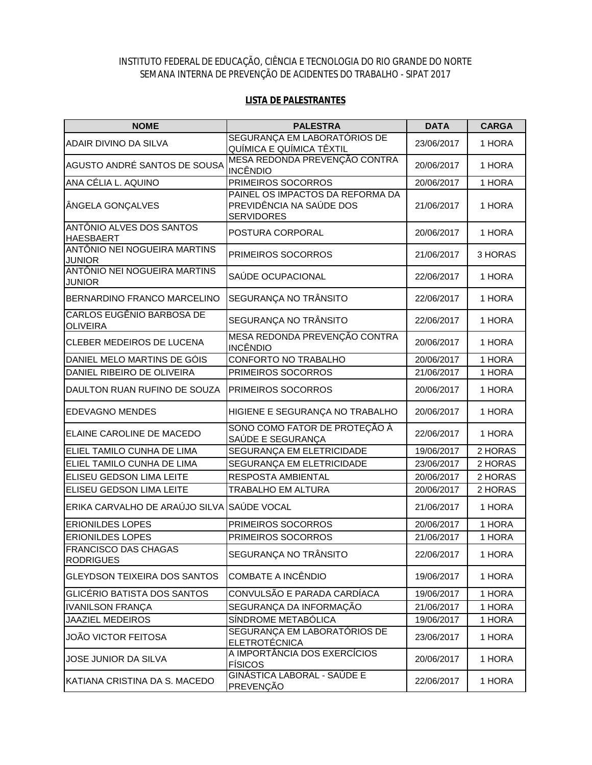INSTITUTO FEDERAL DE EDUCAÇÃO, CIÊNCIA E TECNOLOGIA DO RIO GRANDE DO NORTE
SEMANA INTERNA DE PREVENÇÃO DE ACIDENTES DO TRABALHO - SIPAT 2017

## LISTA DE PALESTRANTES

| NOME | PALESTRA | DATA | CARGA |
|---|---|---|---|
| ADAIR DIVINO DA SILVA | SEGURANÇA EM LABORATÓRIOS DE QUÍMICA E QUÍMICA TÊXTIL | 23/06/2017 | 1 HORA |
| AGUSTO ANDRÉ SANTOS DE SOUSA | MESA REDONDA PREVENÇÃO CONTRA INCÊNDIO | 20/06/2017 | 1 HORA |
| ANA CÉLIA L. AQUINO | PRIMEIROS SOCORROS | 20/06/2017 | 1 HORA |
| ÂNGELA GONÇALVES | PAINEL OS IMPACTOS DA REFORMA DA PREVIDÊNCIA NA SAÚDE DOS SERVIDORES | 21/06/2017 | 1 HORA |
| ANTÔNIO ALVES DOS SANTOS HAESBAERT | POSTURA CORPORAL | 20/06/2017 | 1 HORA |
| ANTÔNIO NEI NOGUEIRA MARTINS JUNIOR | PRIMEIROS SOCORROS | 21/06/2017 | 3 HORAS |
| ANTÔNIO NEI NOGUEIRA MARTINS JUNIOR | SAÚDE OCUPACIONAL | 22/06/2017 | 1 HORA |
| BERNARDINO FRANCO MARCELINO | SEGURANÇA NO TRÂNSITO | 22/06/2017 | 1 HORA |
| CARLOS EUGÊNIO BARBOSA DE OLIVEIRA | SEGURANÇA NO TRÂNSITO | 22/06/2017 | 1 HORA |
| CLEBER MEDEIROS DE LUCENA | MESA REDONDA PREVENÇÃO CONTRA INCÊNDIO | 20/06/2017 | 1 HORA |
| DANIEL MELO MARTINS DE GÓIS | CONFORTO NO TRABALHO | 20/06/2017 | 1 HORA |
| DANIEL RIBEIRO DE OLIVEIRA | PRIMEIROS SOCORROS | 21/06/2017 | 1 HORA |
| DAULTON RUAN RUFINO DE SOUZA | PRIMEIROS SOCORROS | 20/06/2017 | 1 HORA |
| EDEVAGNO MENDES | HIGIENE E SEGURANÇA NO TRABALHO | 20/06/2017 | 1 HORA |
| ELAINE CAROLINE DE MACEDO | SONO COMO FATOR DE PROTEÇÃO À SAÚDE E SEGURANÇA | 22/06/2017 | 1 HORA |
| ELIEL TAMILO CUNHA DE LIMA | SEGURANÇA EM ELETRICIDADE | 19/06/2017 | 2 HORAS |
| ELIEL TAMILO CUNHA DE LIMA | SEGURANÇA EM ELETRICIDADE | 23/06/2017 | 2 HORAS |
| ELISEU GEDSON LIMA LEITE | RESPOSTA AMBIENTAL | 20/06/2017 | 2 HORAS |
| ELISEU GEDSON LIMA LEITE | TRABALHO EM ALTURA | 20/06/2017 | 2 HORAS |
| ERIKA CARVALHO DE ARAÚJO SILVA | SAÚDE VOCAL | 21/06/2017 | 1 HORA |
| ERIONILDES LOPES | PRIMEIROS SOCORROS | 20/06/2017 | 1 HORA |
| ERIONILDES LOPES | PRIMEIROS SOCORROS | 21/06/2017 | 1 HORA |
| FRANCISCO DAS CHAGAS RODRIGUES | SEGURANÇA NO TRÂNSITO | 22/06/2017 | 1 HORA |
| GLEYDSON TEIXEIRA DOS SANTOS | COMBATE A INCÊNDIO | 19/06/2017 | 1 HORA |
| GLICÉRIO BATISTA DOS SANTOS | CONVULSÃO E PARADA CARDÍACA | 19/06/2017 | 1 HORA |
| IVANILSON FRANÇA | SEGURANÇA DA INFORMAÇÃO | 21/06/2017 | 1 HORA |
| JAAZIEL MEDEIROS | SÍNDROME METABÓLICA | 19/06/2017 | 1 HORA |
| JOÃO VICTOR FEITOSA | SEGURANÇA EM LABORATÓRIOS DE ELETROTÉCNICA | 23/06/2017 | 1 HORA |
| JOSE JUNIOR DA SILVA | A IMPORTÂNCIA DOS EXERCÍCIOS FÍSICOS | 20/06/2017 | 1 HORA |
| KATIANA CRISTINA DA S. MACEDO | GINÁSTICA LABORAL - SAÚDE E PREVENÇÃO | 22/06/2017 | 1 HORA |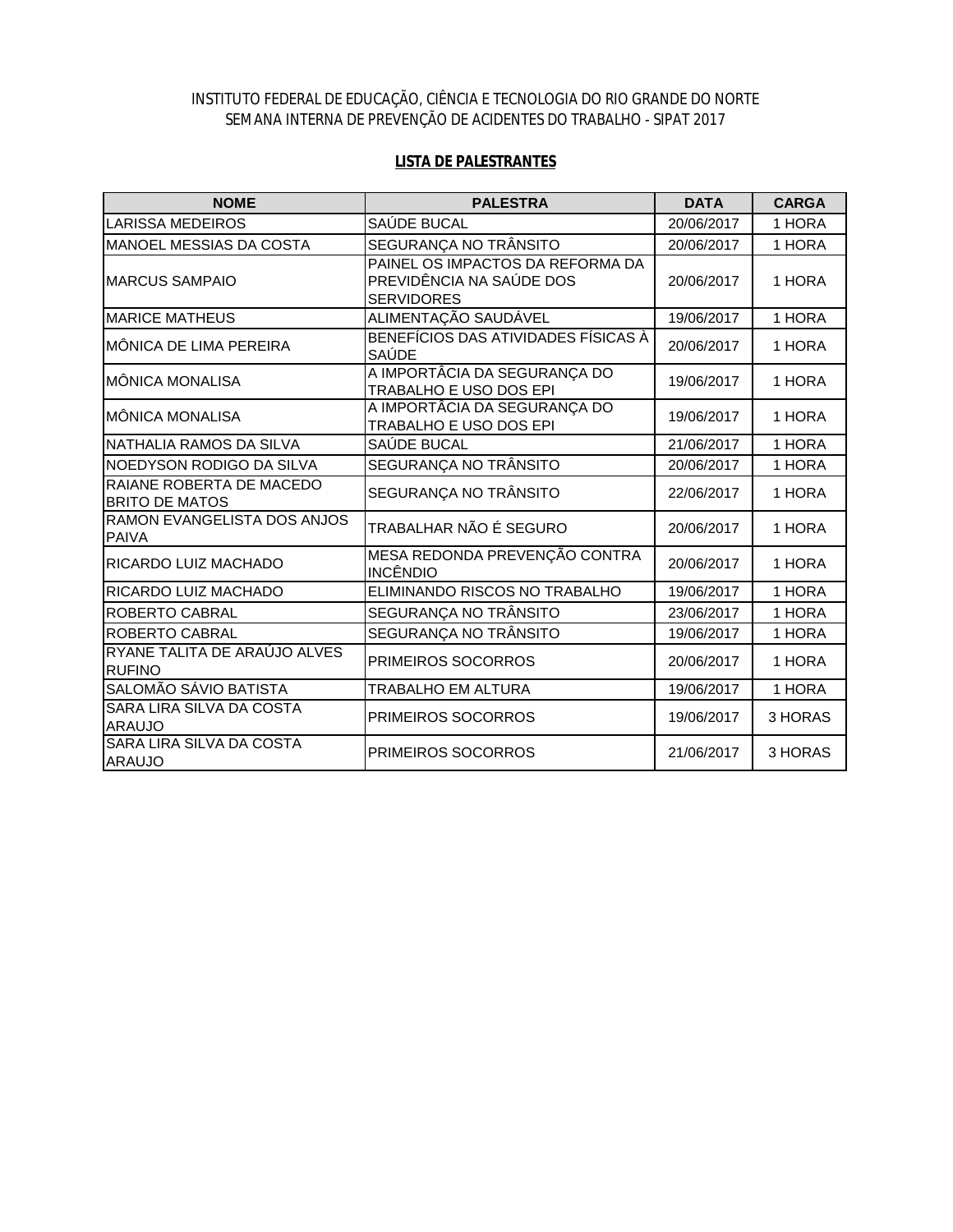INSTITUTO FEDERAL DE EDUCAÇÃO, CIÊNCIA E TECNOLOGIA DO RIO GRANDE DO NORTE
SEMANA INTERNA DE PREVENÇÃO DE ACIDENTES DO TRABALHO - SIPAT 2017

**LISTA DE PALESTRANTES**

| NOME | PALESTRA | DATA | CARGA |
|---|---|---|---|
| LARISSA MEDEIROS | SAÚDE BUCAL | 20/06/2017 | 1 HORA |
| MANOEL MESSIAS DA COSTA | SEGURANÇA NO TRÂNSITO | 20/06/2017 | 1 HORA |
| MARCUS SAMPAIO | PAINEL OS IMPACTOS DA REFORMA DA PREVIDÊNCIA NA SAÚDE DOS SERVIDORES | 20/06/2017 | 1 HORA |
| MARICE MATHEUS | ALIMENTAÇÃO SAUDÁVEL | 19/06/2017 | 1 HORA |
| MÔNICA DE LIMA PEREIRA | BENEFÍCIOS DAS ATIVIDADES FÍSICAS À SAÚDE | 20/06/2017 | 1 HORA |
| MÔNICA MONALISA | A IMPORTÂCIA DA SEGURANÇA DO TRABALHO E USO DOS EPI | 19/06/2017 | 1 HORA |
| MÔNICA MONALISA | A IMPORTÂCIA DA SEGURANÇA DO TRABALHO E USO DOS EPI | 19/06/2017 | 1 HORA |
| NATHALIA RAMOS DA SILVA | SAÚDE BUCAL | 21/06/2017 | 1 HORA |
| NOEDYSON RODIGO DA SILVA | SEGURANÇA NO TRÂNSITO | 20/06/2017 | 1 HORA |
| RAIANE ROBERTA DE MACEDO BRITO DE MATOS | SEGURANÇA NO TRÂNSITO | 22/06/2017 | 1 HORA |
| RAMON EVANGELISTA DOS ANJOS PAIVA | TRABALHAR NÃO É SEGURO | 20/06/2017 | 1 HORA |
| RICARDO LUIZ MACHADO | MESA REDONDA PREVENÇÃO CONTRA INCÊNDIO | 20/06/2017 | 1 HORA |
| RICARDO LUIZ MACHADO | ELIMINANDO RISCOS NO TRABALHO | 19/06/2017 | 1 HORA |
| ROBERTO CABRAL | SEGURANÇA NO TRÂNSITO | 23/06/2017 | 1 HORA |
| ROBERTO CABRAL | SEGURANÇA NO TRÂNSITO | 19/06/2017 | 1 HORA |
| RYANE TALITA DE ARAÚJO ALVES RUFINO | PRIMEIROS SOCORROS | 20/06/2017 | 1 HORA |
| SALOMÃO SÁVIO BATISTA | TRABALHO EM ALTURA | 19/06/2017 | 1 HORA |
| SARA LIRA SILVA DA COSTA ARAUJO | PRIMEIROS SOCORROS | 19/06/2017 | 3 HORAS |
| SARA LIRA SILVA DA COSTA ARAUJO | PRIMEIROS SOCORROS | 21/06/2017 | 3 HORAS |